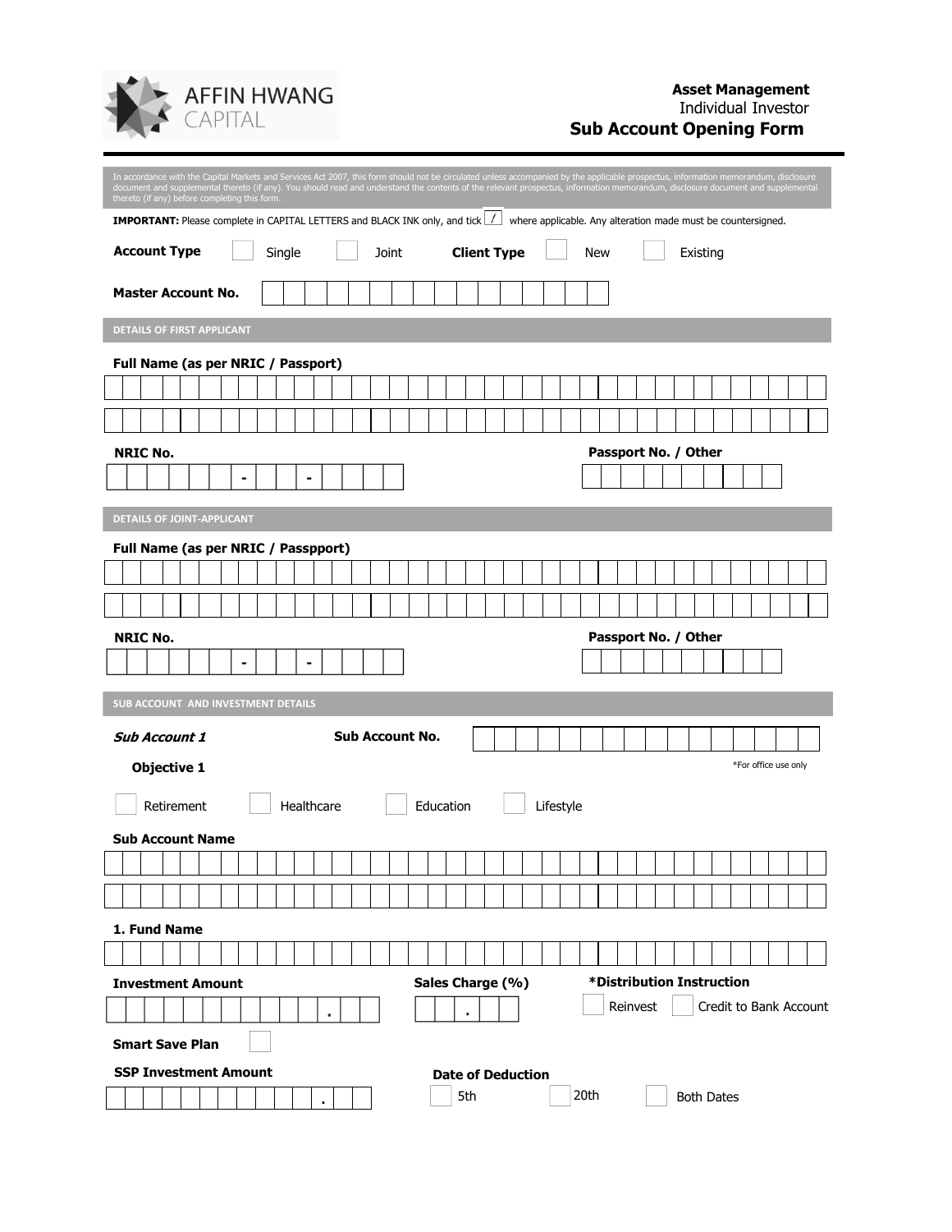**AFFIN HWANG CAPITAL**

**Asset Management**
Individual Investor
## Sub Account Opening Form

In accordance with the Capital Markets and Services Act 2007, this form should not be circulated unless accompanied by the applicable prospectus, information memorandum, disclosure document and supplemental thereto (if any). You should read and understand the contents of the relevant prospectus, information memorandum, disclosure document and supplemental thereto (if any) before completing this form.

**IMPORTANT:** Please complete in CAPITAL LETTERS and BLACK INK only, and tick ☐/ where applicable. Any alteration made must be countersigned.

**Account Type** ☐ Single ☐ Joint **Client Type** ☐ New ☐ Existing

**Master Account No.** ____________________

### DETAILS OF FIRST APPLICANT

**Full Name (as per NRIC / Passport)**

____________________

____________________

**NRIC No.** ______ - ___ - ____

**Passport No. / Other** ____________________

### DETAILS OF JOINT-APPLICANT

**Full Name (as per NRIC / Passpport)**

____________________

____________________

**NRIC No.** ______ - ___ - ____

**Passport No. / Other** ____________________

### SUB ACCOUNT AND INVESTMENT DETAILS

***Sub Account 1*** **Sub Account No.** ____________________ *For office use only

**Objective 1**

☐ Retirement ☐ Healthcare ☐ Education ☐ Lifestyle

**Sub Account Name**

____________________

____________________

**1. Fund Name**

____________________

**Investment Amount** ____________ . ___

**Sales Charge (%)** ___ . ___

***Distribution Instruction** ☐ Reinvest ☐ Credit to Bank Account

**Smart Save Plan** ☐

**SSP Investment Amount** ____________ . ___

**Date of Deduction** ☐ 5th ☐ 20th ☐ Both Dates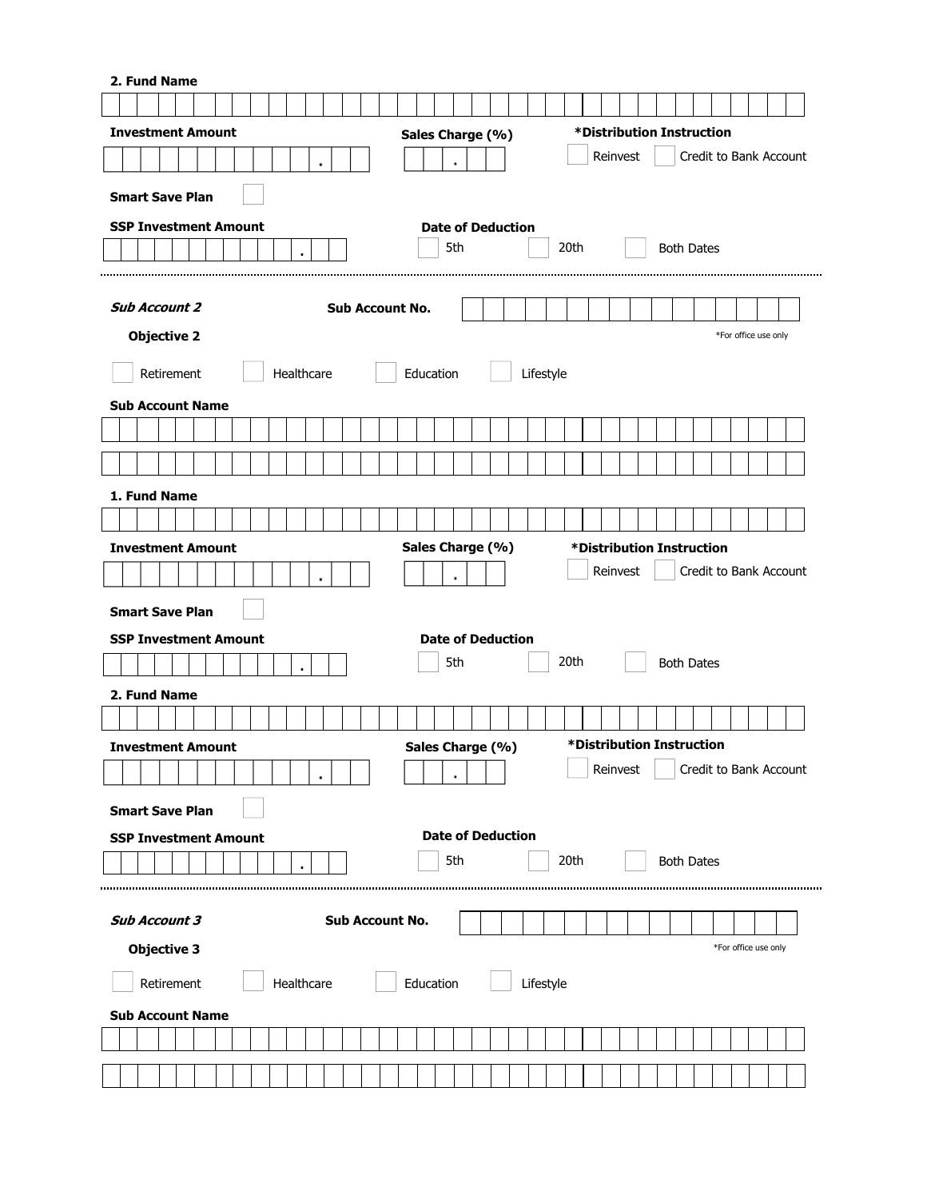**2. Fund Name**

**Investment Amount**

**Sales Charge (%)**

**\*Distribution Instruction**

☐ Reinvest ☐ Credit to Bank Account

**Smart Save Plan** ☐

**SSP Investment Amount**

**Date of Deduction**

☐ 5th ☐ 20th ☐ Both Dates

---

***Sub Account 2*** **Sub Account No.**

**Objective 2**

*For office use only

☐ Retirement ☐ Healthcare ☐ Education ☐ Lifestyle

**Sub Account Name**

**1. Fund Name**

**Investment Amount**

**Sales Charge (%)**

**\*Distribution Instruction**

☐ Reinvest ☐ Credit to Bank Account

**Smart Save Plan** ☐

**SSP Investment Amount**

**Date of Deduction**

☐ 5th ☐ 20th ☐ Both Dates

**2. Fund Name**

**Investment Amount**

**Sales Charge (%)**

**\*Distribution Instruction**

☐ Reinvest ☐ Credit to Bank Account

**Smart Save Plan** ☐

**SSP Investment Amount**

**Date of Deduction**

☐ 5th ☐ 20th ☐ Both Dates

---

***Sub Account 3*** **Sub Account No.**

**Objective 3**

*For office use only

☐ Retirement ☐ Healthcare ☐ Education ☐ Lifestyle

**Sub Account Name**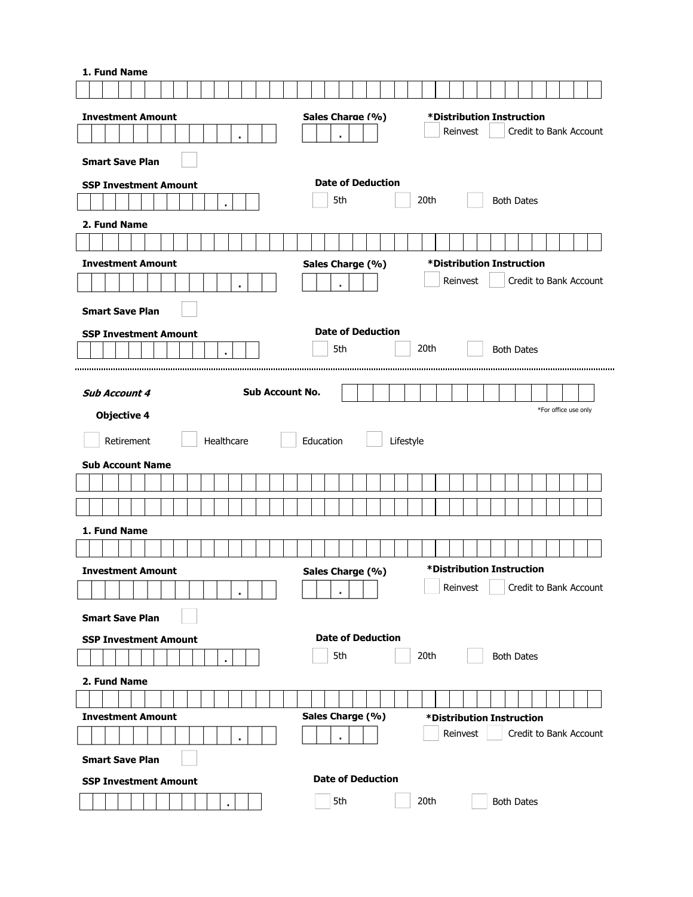**1. Fund Name**

**Investment Amount** .

**Sales Charge (%)** .

**\*Distribution Instruction**

☐ Reinvest ☐ Credit to Bank Account

**Smart Save Plan** ☐

**SSP Investment Amount** .

**Date of Deduction**

☐ 5th ☐ 20th ☐ Both Dates

**2. Fund Name**

**Investment Amount** .

**Sales Charge (%)** .

**\*Distribution Instruction**

☐ Reinvest ☐ Credit to Bank Account

**Smart Save Plan** ☐

**SSP Investment Amount** .

**Date of Deduction**

☐ 5th ☐ 20th ☐ Both Dates

---

***Sub Account 4***

**Sub Account No.**

\*For office use only

**Objective 4**

☐ Retirement ☐ Healthcare ☐ Education ☐ Lifestyle

**Sub Account Name**

**1. Fund Name**

**Investment Amount** .

**Sales Charge (%)** .

**\*Distribution Instruction**

☐ Reinvest ☐ Credit to Bank Account

**Smart Save Plan** ☐

**SSP Investment Amount** .

**Date of Deduction**

☐ 5th ☐ 20th ☐ Both Dates

**2. Fund Name**

**Investment Amount** .

**Sales Charge (%)** .

**\*Distribution Instruction**

☐ Reinvest ☐ Credit to Bank Account

**Smart Save Plan** ☐

**SSP Investment Amount** .

**Date of Deduction**

☐ 5th ☐ 20th ☐ Both Dates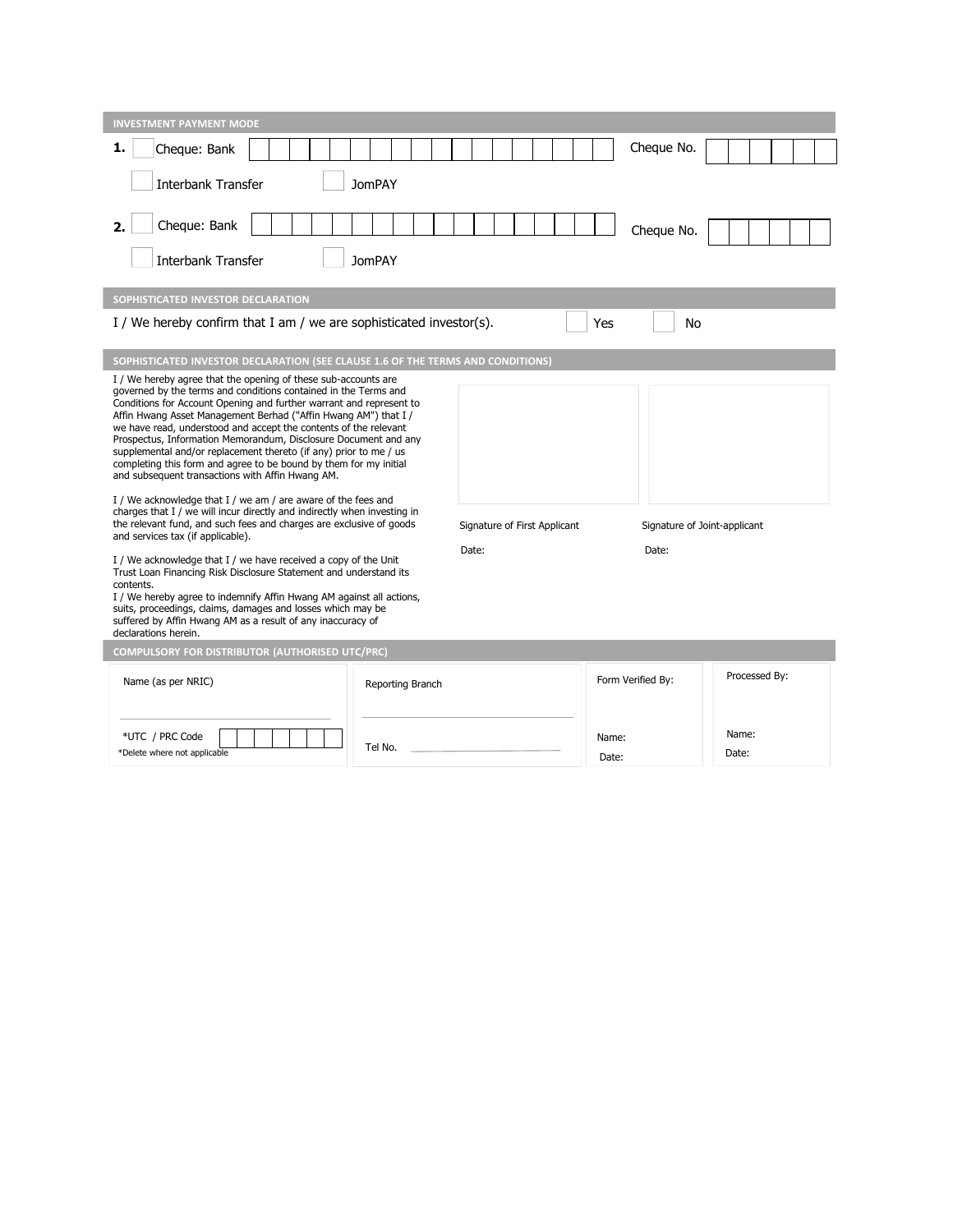## INVESTMENT PAYMENT MODE

**1.** ☐ Cheque: Bank ____________________ Cheque No. __________

☐ Interbank Transfer ☐ JomPAY

**2.** ☐ Cheque: Bank ____________________ Cheque No. __________

☐ Interbank Transfer ☐ JomPAY

## SOPHISTICATED INVESTOR DECLARATION

I / We hereby confirm that I am / we are sophisticated investor(s). ☐ Yes ☐ No

## SOPHISTICATED INVESTOR DECLARATION (SEE CLAUSE 1.6 OF THE TERMS AND CONDITIONS)

I / We hereby agree that the opening of these sub-accounts are governed by the terms and conditions contained in the Terms and Conditions for Account Opening and further warrant and represent to Affin Hwang Asset Management Berhad ("Affin Hwang AM") that I / we have read, understood and accept the contents of the relevant Prospectus, Information Memorandum, Disclosure Document and any supplemental and/or replacement thereto (if any) prior to me / us completing this form and agree to be bound by them for my initial and subsequent transactions with Affin Hwang AM.

I / We acknowledge that I / we am / are aware of the fees and charges that I / we will incur directly and indirectly when investing in the relevant fund, and such fees and charges are exclusive of goods and services tax (if applicable).

I / We acknowledge that I / we have received a copy of the Unit Trust Loan Financing Risk Disclosure Statement and understand its contents.

I / We hereby agree to indemnify Affin Hwang AM against all actions, suits, proceedings, claims, damages and losses which may be suffered by Affin Hwang AM as a result of any inaccuracy of declarations herein.

| Signature of First Applicant | Signature of Joint-applicant |
| --- | --- |
| Date: | Date: |

## COMPULSORY FOR DISTRIBUTOR (AUTHORISED UTC/PRC)

| Name (as per NRIC) | Reporting Branch | Form Verified By: | Processed By: |
| --- | --- | --- | --- |
| *UTC / PRC Code<br>*Delete where not applicable | Tel No. | Name:<br>Date: | Name:<br>Date: |